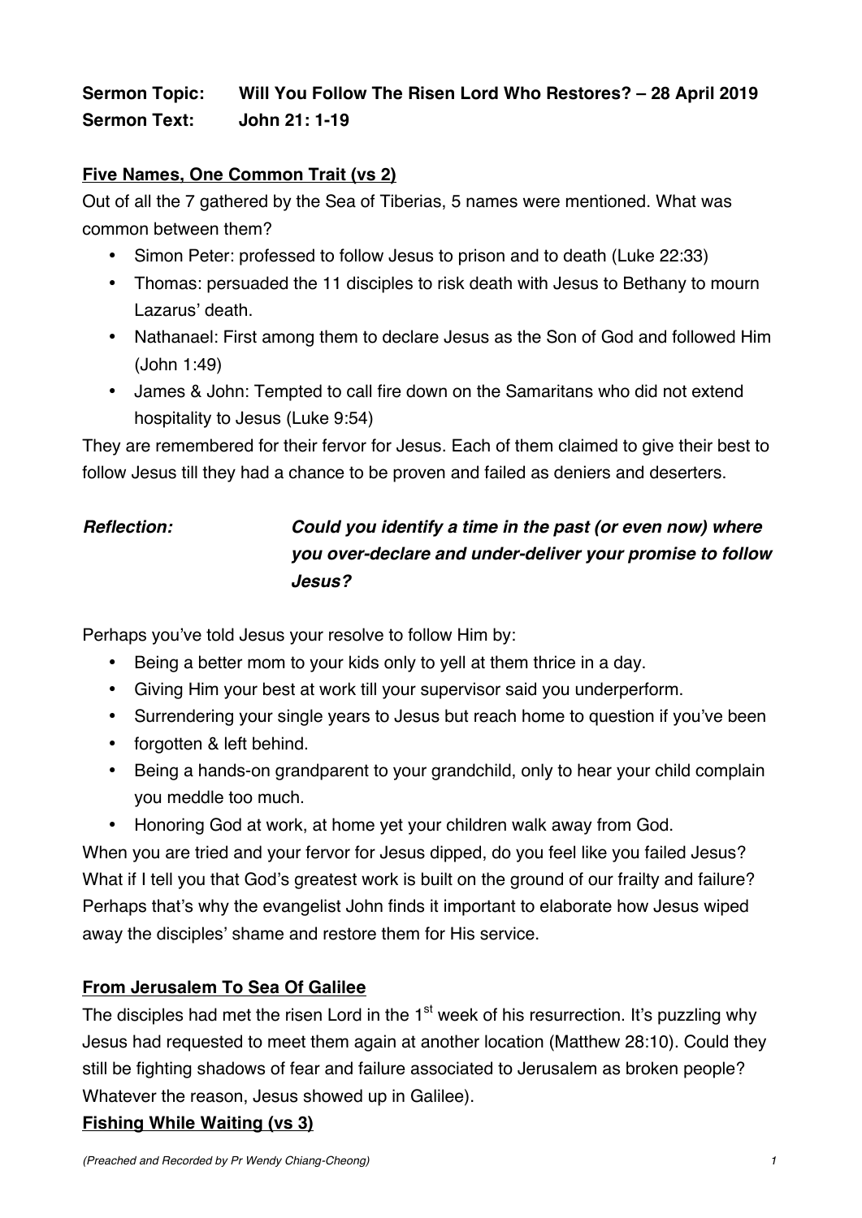**Sermon Topic: Will You Follow The Risen Lord Who Restores? – 28 April 2019**
**Sermon Text: John 21: 1-19**

## Five Names, One Common Trait (vs 2)

Out of all the 7 gathered by the Sea of Tiberias, 5 names were mentioned. What was common between them?

- Simon Peter: professed to follow Jesus to prison and to death (Luke 22:33)
- Thomas: persuaded the 11 disciples to risk death with Jesus to Bethany to mourn Lazarus' death.
- Nathanael: First among them to declare Jesus as the Son of God and followed Him (John 1:49)
- James & John: Tempted to call fire down on the Samaritans who did not extend hospitality to Jesus (Luke 9:54)

They are remembered for their fervor for Jesus. Each of them claimed to give their best to follow Jesus till they had a chance to be proven and failed as deniers and deserters.

***Reflection: Could you identify a time in the past (or even now) where you over-declare and under-deliver your promise to follow Jesus?***

Perhaps you've told Jesus your resolve to follow Him by:

- Being a better mom to your kids only to yell at them thrice in a day.
- Giving Him your best at work till your supervisor said you underperform.
- Surrendering your single years to Jesus but reach home to question if you've been
- forgotten & left behind.
- Being a hands-on grandparent to your grandchild, only to hear your child complain you meddle too much.
- Honoring God at work, at home yet your children walk away from God.

When you are tried and your fervor for Jesus dipped, do you feel like you failed Jesus? What if I tell you that God's greatest work is built on the ground of our frailty and failure? Perhaps that's why the evangelist John finds it important to elaborate how Jesus wiped away the disciples' shame and restore them for His service.

## From Jerusalem To Sea Of Galilee

The disciples had met the risen Lord in the 1st week of his resurrection. It's puzzling why Jesus had requested to meet them again at another location (Matthew 28:10). Could they still be fighting shadows of fear and failure associated to Jerusalem as broken people? Whatever the reason, Jesus showed up in Galilee).

## Fishing While Waiting (vs 3)

*(Preached and Recorded by Pr Wendy Chiang-Cheong)*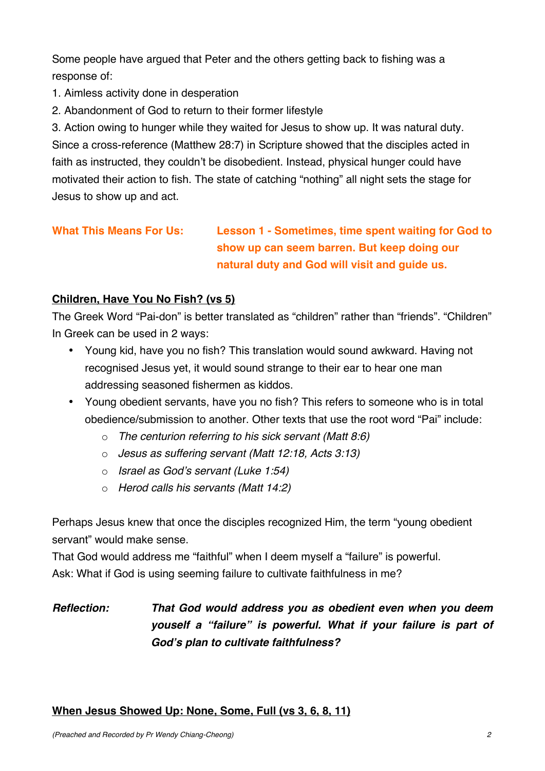Some people have argued that Peter and the others getting back to fishing was a response of:

1. Aimless activity done in desperation
2. Abandonment of God to return to their former lifestyle
3. Action owing to hunger while they waited for Jesus to show up. It was natural duty.

Since a cross-reference (Matthew 28:7) in Scripture showed that the disciples acted in faith as instructed, they couldn't be disobedient. Instead, physical hunger could have motivated their action to fish. The state of catching "nothing" all night sets the stage for Jesus to show up and act.

**What This Means For Us:** **Lesson 1 - Sometimes, time spent waiting for God to show up can seem barren. But keep doing our natural duty and God will visit and guide us.**

**Children, Have You No Fish? (vs 5)**

The Greek Word "Pai-don" is better translated as "children" rather than "friends". "Children" In Greek can be used in 2 ways:

- Young kid, have you no fish? This translation would sound awkward. Having not recognised Jesus yet, it would sound strange to their ear to hear one man addressing seasoned fishermen as kiddos.
- Young obedient servants, have you no fish? This refers to someone who is in total obedience/submission to another. Other texts that use the root word "Pai" include:
  - *The centurion referring to his sick servant (Matt 8:6)*
  - *Jesus as suffering servant (Matt 12:18, Acts 3:13)*
  - *Israel as God's servant (Luke 1:54)*
  - *Herod calls his servants (Matt 14:2)*

Perhaps Jesus knew that once the disciples recognized Him, the term "young obedient servant" would make sense.
That God would address me "faithful" when I deem myself a "failure" is powerful.
Ask: What if God is using seeming failure to cultivate faithfulness in me?

***Reflection:*** ***That God would address you as obedient even when you deem youself a "failure" is powerful. What if your failure is part of God's plan to cultivate faithfulness?***

**When Jesus Showed Up: None, Some, Full (vs 3, 6, 8, 11)**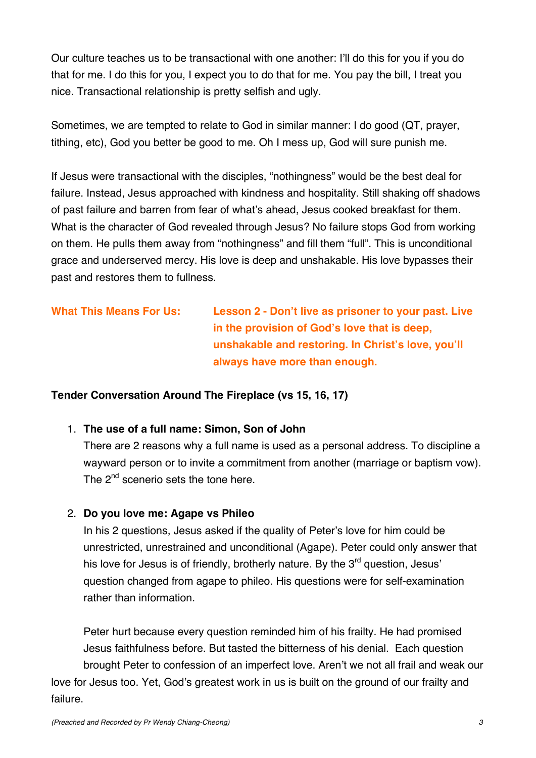Our culture teaches us to be transactional with one another: I'll do this for you if you do that for me. I do this for you, I expect you to do that for me. You pay the bill, I treat you nice. Transactional relationship is pretty selfish and ugly.

Sometimes, we are tempted to relate to God in similar manner: I do good (QT, prayer, tithing, etc), God you better be good to me. Oh I mess up, God will sure punish me.

If Jesus were transactional with the disciples, "nothingness" would be the best deal for failure. Instead, Jesus approached with kindness and hospitality. Still shaking off shadows of past failure and barren from fear of what's ahead, Jesus cooked breakfast for them. What is the character of God revealed through Jesus? No failure stops God from working on them. He pulls them away from "nothingness" and fill them "full". This is unconditional grace and underserved mercy. His love is deep and unshakable. His love bypasses their past and restores them to fullness.

**What This Means For Us:** **Lesson 2 - Don't live as prisoner to your past. Live in the provision of God's love that is deep, unshakable and restoring. In Christ's love, you'll always have more than enough.**

**Tender Conversation Around The Fireplace (vs 15, 16, 17)**

1. **The use of a full name: Simon, Son of John**
   There are 2 reasons why a full name is used as a personal address. To discipline a wayward person or to invite a commitment from another (marriage or baptism vow). The 2nd scenerio sets the tone here.

2. **Do you love me: Agape vs Phileo**
   In his 2 questions, Jesus asked if the quality of Peter's love for him could be unrestricted, unrestrained and unconditional (Agape). Peter could only answer that his love for Jesus is of friendly, brotherly nature. By the 3rd question, Jesus' question changed from agape to phileo. His questions were for self-examination rather than information.

   Peter hurt because every question reminded him of his frailty. He had promised Jesus faithfulness before. But tasted the bitterness of his denial. Each question brought Peter to confession of an imperfect love. Aren't we not all frail and weak our love for Jesus too. Yet, God's greatest work in us is built on the ground of our frailty and failure.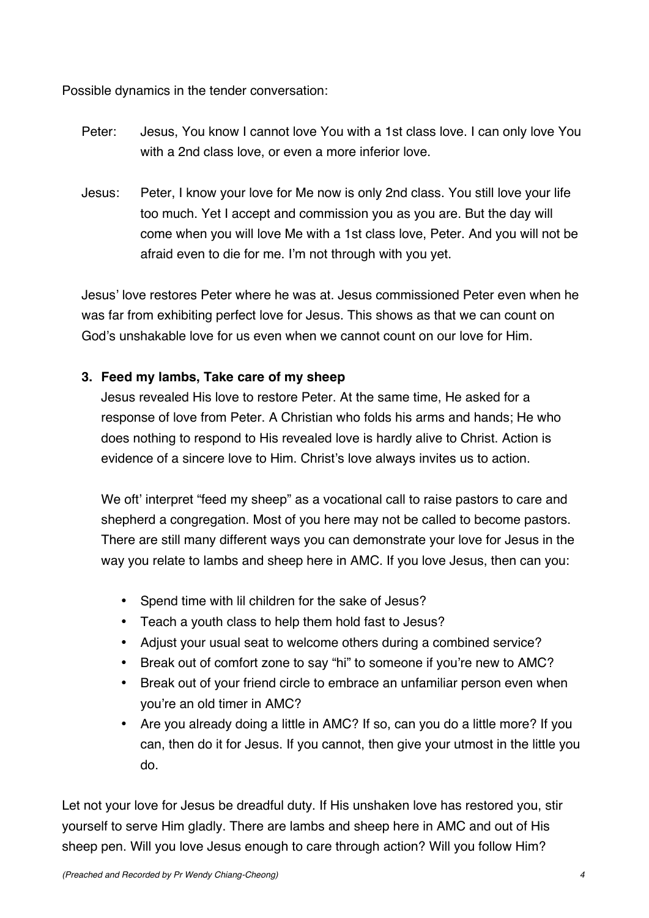Possible dynamics in the tender conversation:

Peter: Jesus, You know I cannot love You with a 1st class love. I can only love You with a 2nd class love, or even a more inferior love.

Jesus: Peter, I know your love for Me now is only 2nd class. You still love your life too much. Yet I accept and commission you as you are. But the day will come when you will love Me with a 1st class love, Peter. And you will not be afraid even to die for me. I'm not through with you yet.

Jesus' love restores Peter where he was at. Jesus commissioned Peter even when he was far from exhibiting perfect love for Jesus. This shows as that we can count on God's unshakable love for us even when we cannot count on our love for Him.

3. **Feed my lambs, Take care of my sheep**

   Jesus revealed His love to restore Peter. At the same time, He asked for a response of love from Peter. A Christian who folds his arms and hands; He who does nothing to respond to His revealed love is hardly alive to Christ. Action is evidence of a sincere love to Him. Christ's love always invites us to action.

   We oft' interpret "feed my sheep" as a vocational call to raise pastors to care and shepherd a congregation. Most of you here may not be called to become pastors. There are still many different ways you can demonstrate your love for Jesus in the way you relate to lambs and sheep here in AMC. If you love Jesus, then can you:

   - Spend time with lil children for the sake of Jesus?
   - Teach a youth class to help them hold fast to Jesus?
   - Adjust your usual seat to welcome others during a combined service?
   - Break out of comfort zone to say "hi" to someone if you're new to AMC?
   - Break out of your friend circle to embrace an unfamiliar person even when you're an old timer in AMC?
   - Are you already doing a little in AMC? If so, can you do a little more? If you can, then do it for Jesus. If you cannot, then give your utmost in the little you do.

Let not your love for Jesus be dreadful duty. If His unshaken love has restored you, stir yourself to serve Him gladly. There are lambs and sheep here in AMC and out of His sheep pen. Will you love Jesus enough to care through action? Will you follow Him?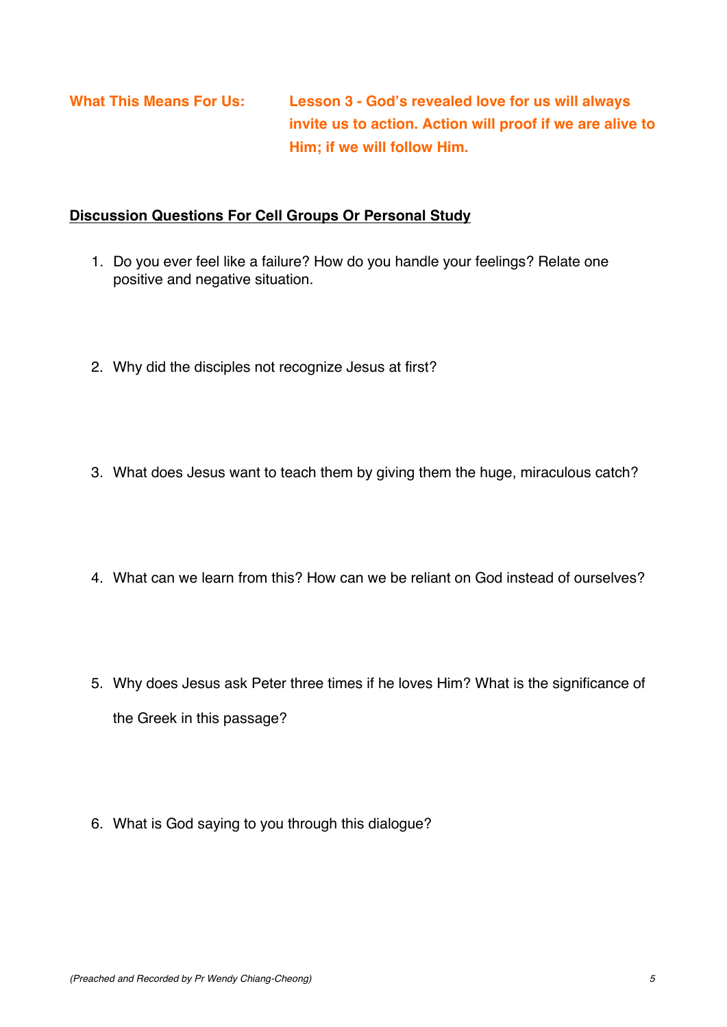**What This Means For Us:** **Lesson 3 - God's revealed love for us will always invite us to action. Action will proof if we are alive to Him; if we will follow Him.**

**Discussion Questions For Cell Groups Or Personal Study**

1. Do you ever feel like a failure? How do you handle your feelings? Relate one positive and negative situation.

2. Why did the disciples not recognize Jesus at first?

3. What does Jesus want to teach them by giving them the huge, miraculous catch?

4. What can we learn from this? How can we be reliant on God instead of ourselves?

5. Why does Jesus ask Peter three times if he loves Him? What is the significance of the Greek in this passage?

6. What is God saying to you through this dialogue?

*(Preached and Recorded by Pr Wendy Chiang-Cheong)*